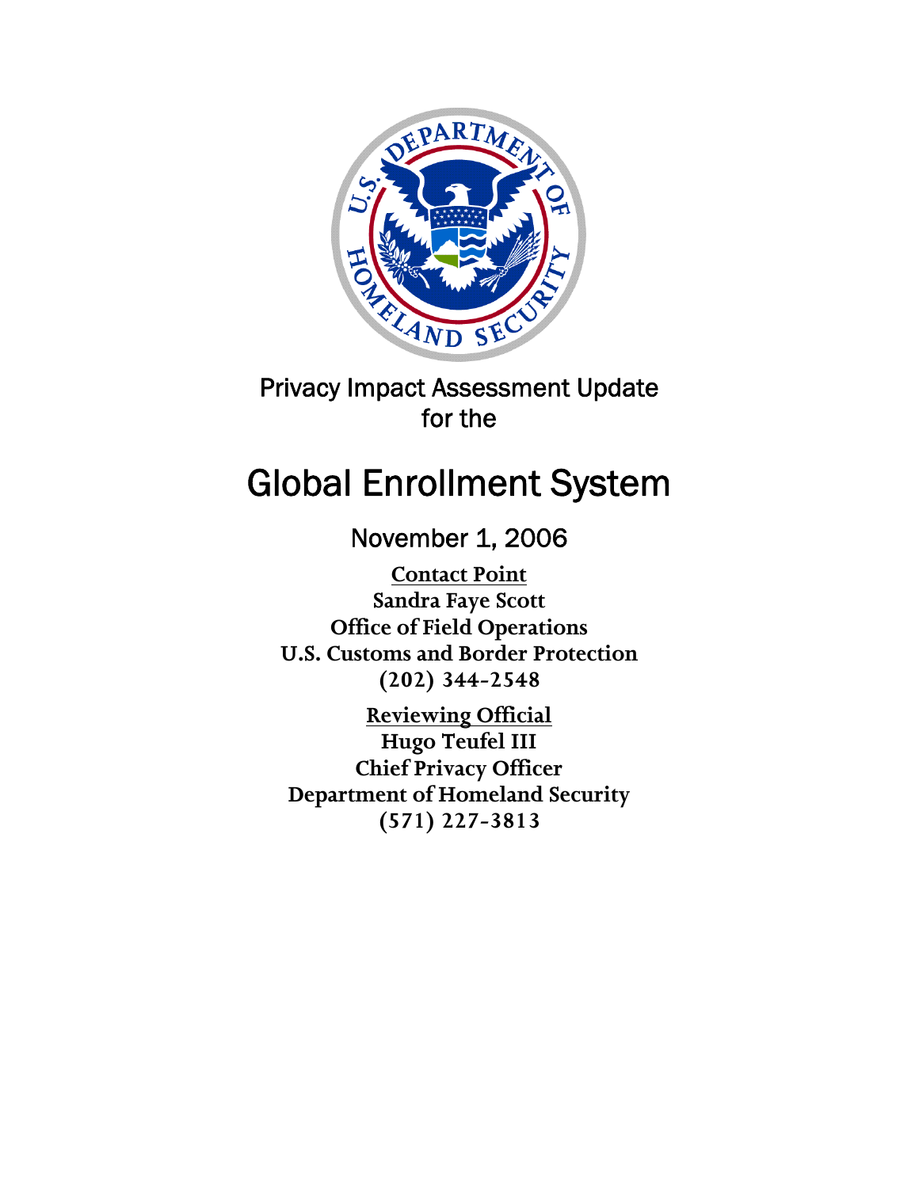Privacy Impact Assessment Update
for the

# Global Enrollment System

November 1, 2006

**Contact Point**
**Sandra Faye Scott**
**Office of Field Operations**
**U.S. Customs and Border Protection**
**(202) 344-2548**

**Reviewing Official**
**Hugo Teufel III**
**Chief Privacy Officer**
**Department of Homeland Security**
**(571) 227-3813**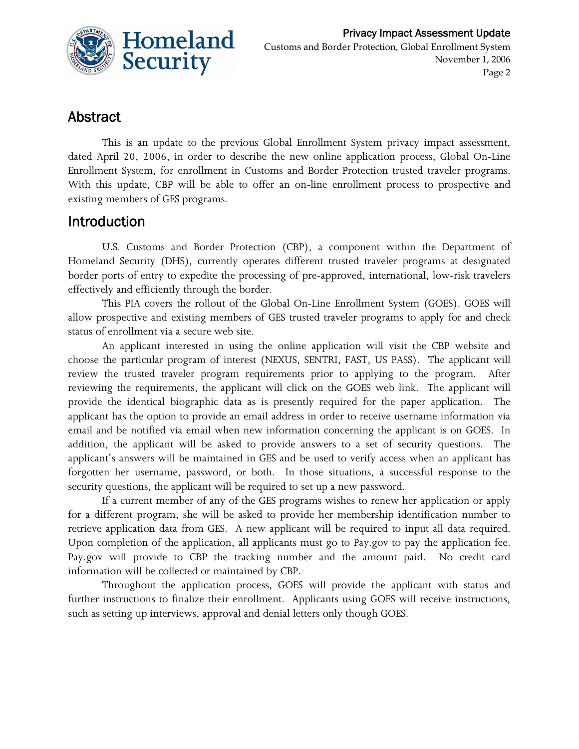## Abstract

This is an update to the previous Global Enrollment System privacy impact assessment, dated April 20, 2006, in order to describe the new online application process, Global On-Line Enrollment System, for enrollment in Customs and Border Protection trusted traveler programs. With this update, CBP will be able to offer an on-line enrollment process to prospective and existing members of GES programs.

## Introduction

U.S. Customs and Border Protection (CBP), a component within the Department of Homeland Security (DHS), currently operates different trusted traveler programs at designated border ports of entry to expedite the processing of pre-approved, international, low-risk travelers effectively and efficiently through the border.

This PIA covers the rollout of the Global On-Line Enrollment System (GOES). GOES will allow prospective and existing members of GES trusted traveler programs to apply for and check status of enrollment via a secure web site.

An applicant interested in using the online application will visit the CBP website and choose the particular program of interest (NEXUS, SENTRI, FAST, US PASS). The applicant will review the trusted traveler program requirements prior to applying to the program. After reviewing the requirements, the applicant will click on the GOES web link. The applicant will provide the identical biographic data as is presently required for the paper application. The applicant has the option to provide an email address in order to receive username information via email and be notified via email when new information concerning the applicant is on GOES. In addition, the applicant will be asked to provide answers to a set of security questions. The applicant's answers will be maintained in GES and be used to verify access when an applicant has forgotten her username, password, or both. In those situations, a successful response to the security questions, the applicant will be required to set up a new password.

If a current member of any of the GES programs wishes to renew her application or apply for a different program, she will be asked to provide her membership identification number to retrieve application data from GES. A new applicant will be required to input all data required. Upon completion of the application, all applicants must go to Pay.gov to pay the application fee. Pay.gov will provide to CBP the tracking number and the amount paid. No credit card information will be collected or maintained by CBP.

Throughout the application process, GOES will provide the applicant with status and further instructions to finalize their enrollment. Applicants using GOES will receive instructions, such as setting up interviews, approval and denial letters only though GOES.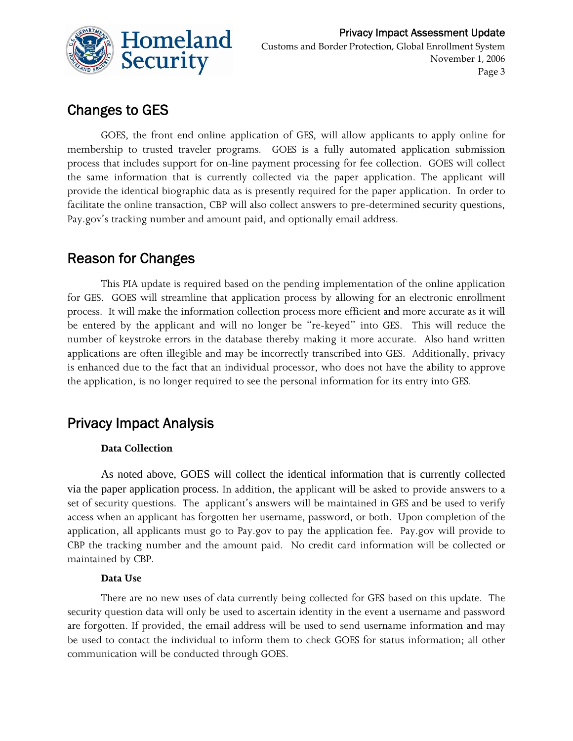## Changes to GES

GOES, the front end online application of GES, will allow applicants to apply online for membership to trusted traveler programs. GOES is a fully automated application submission process that includes support for on-line payment processing for fee collection. GOES will collect the same information that is currently collected via the paper application. The applicant will provide the identical biographic data as is presently required for the paper application. In order to facilitate the online transaction, CBP will also collect answers to pre-determined security questions, Pay.gov's tracking number and amount paid, and optionally email address.

## Reason for Changes

This PIA update is required based on the pending implementation of the online application for GES. GOES will streamline that application process by allowing for an electronic enrollment process. It will make the information collection process more efficient and more accurate as it will be entered by the applicant and will no longer be "re-keyed" into GES. This will reduce the number of keystroke errors in the database thereby making it more accurate. Also hand written applications are often illegible and may be incorrectly transcribed into GES. Additionally, privacy is enhanced due to the fact that an individual processor, who does not have the ability to approve the application, is no longer required to see the personal information for its entry into GES.

## Privacy Impact Analysis

**Data Collection**

As noted above, GOES will collect the identical information that is currently collected via the paper application process. In addition, the applicant will be asked to provide answers to a set of security questions. The applicant's answers will be maintained in GES and be used to verify access when an applicant has forgotten her username, password, or both. Upon completion of the application, all applicants must go to Pay.gov to pay the application fee. Pay.gov will provide to CBP the tracking number and the amount paid. No credit card information will be collected or maintained by CBP.

**Data Use**

There are no new uses of data currently being collected for GES based on this update. The security question data will only be used to ascertain identity in the event a username and password are forgotten. If provided, the email address will be used to send username information and may be used to contact the individual to inform them to check GOES for status information; all other communication will be conducted through GOES.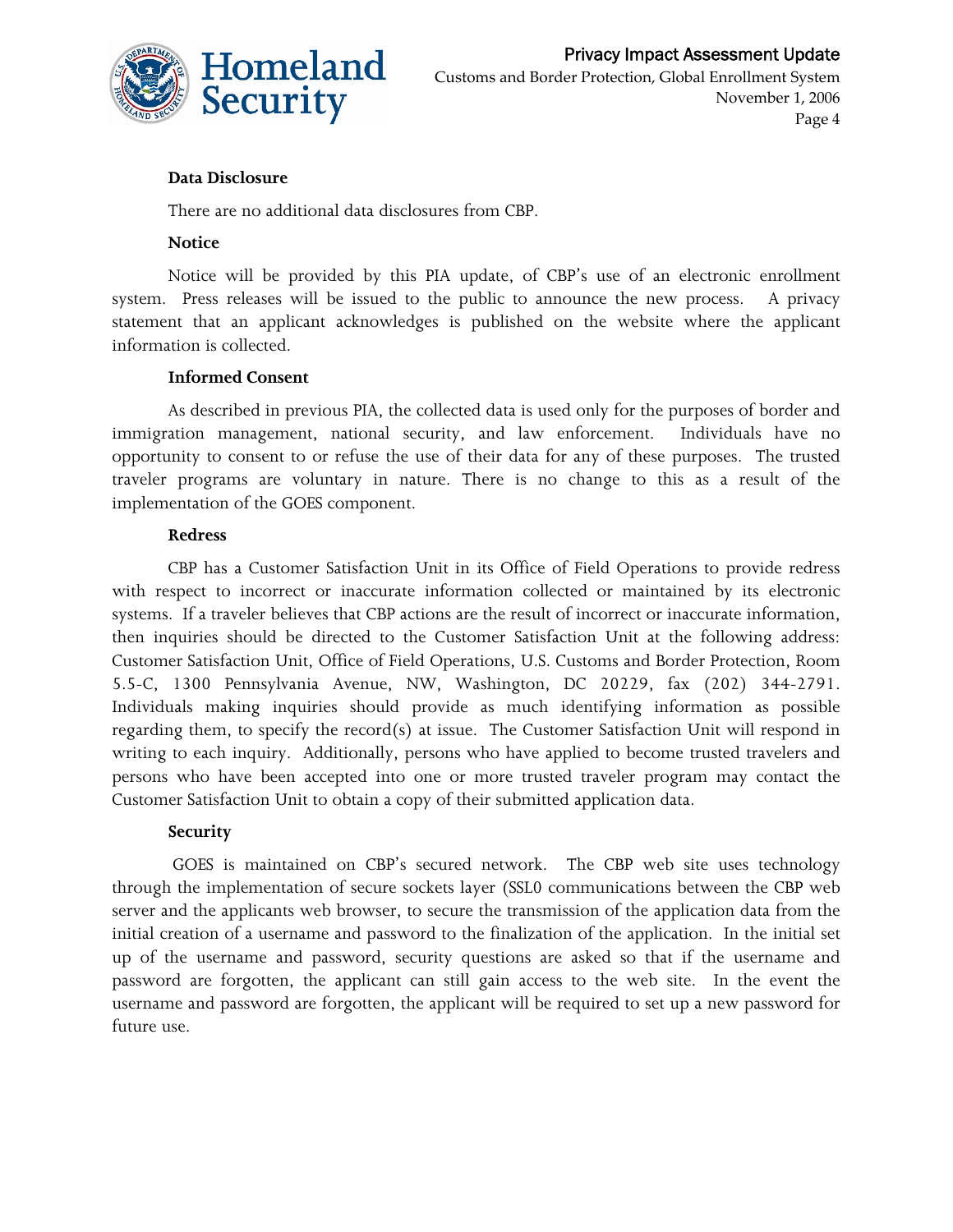**Data Disclosure**

There are no additional data disclosures from CBP.

**Notice**

Notice will be provided by this PIA update, of CBP's use of an electronic enrollment system. Press releases will be issued to the public to announce the new process. A privacy statement that an applicant acknowledges is published on the website where the applicant information is collected.

**Informed Consent**

As described in previous PIA, the collected data is used only for the purposes of border and immigration management, national security, and law enforcement. Individuals have no opportunity to consent to or refuse the use of their data for any of these purposes. The trusted traveler programs are voluntary in nature. There is no change to this as a result of the implementation of the GOES component.

**Redress**

CBP has a Customer Satisfaction Unit in its Office of Field Operations to provide redress with respect to incorrect or inaccurate information collected or maintained by its electronic systems. If a traveler believes that CBP actions are the result of incorrect or inaccurate information, then inquiries should be directed to the Customer Satisfaction Unit at the following address: Customer Satisfaction Unit, Office of Field Operations, U.S. Customs and Border Protection, Room 5.5-C, 1300 Pennsylvania Avenue, NW, Washington, DC 20229, fax (202) 344-2791. Individuals making inquiries should provide as much identifying information as possible regarding them, to specify the record(s) at issue. The Customer Satisfaction Unit will respond in writing to each inquiry. Additionally, persons who have applied to become trusted travelers and persons who have been accepted into one or more trusted traveler program may contact the Customer Satisfaction Unit to obtain a copy of their submitted application data.

**Security**

GOES is maintained on CBP's secured network. The CBP web site uses technology through the implementation of secure sockets layer (SSL0 communications between the CBP web server and the applicants web browser, to secure the transmission of the application data from the initial creation of a username and password to the finalization of the application. In the initial set up of the username and password, security questions are asked so that if the username and password are forgotten, the applicant can still gain access to the web site. In the event the username and password are forgotten, the applicant will be required to set up a new password for future use.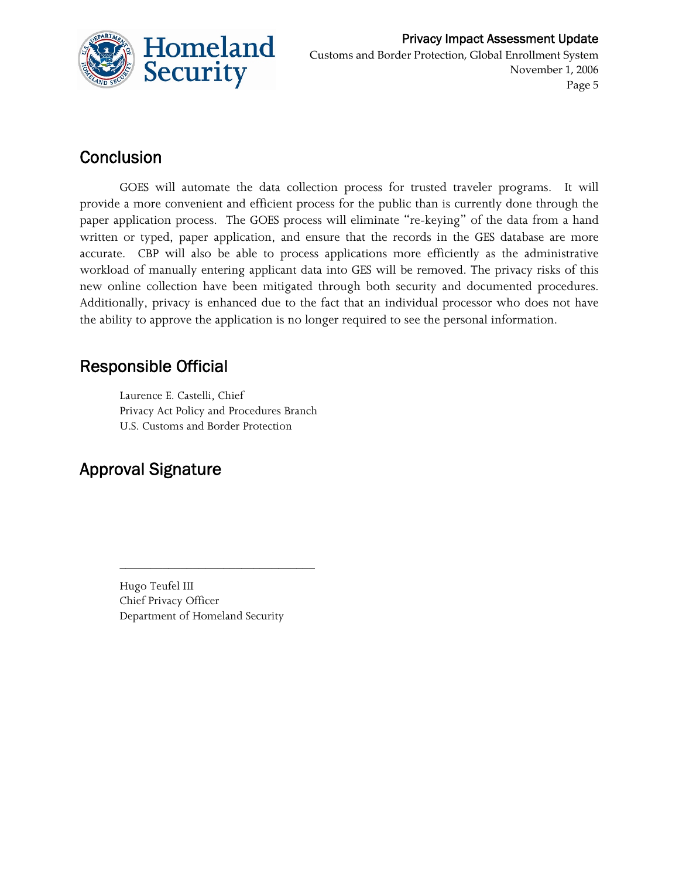## Conclusion

GOES will automate the data collection process for trusted traveler programs. It will provide a more convenient and efficient process for the public than is currently done through the paper application process. The GOES process will eliminate "re-keying" of the data from a hand written or typed, paper application, and ensure that the records in the GES database are more accurate. CBP will also be able to process applications more efficiently as the administrative workload of manually entering applicant data into GES will be removed. The privacy risks of this new online collection have been mitigated through both security and documented procedures. Additionally, privacy is enhanced due to the fact that an individual processor who does not have the ability to approve the application is no longer required to see the personal information.

## Responsible Official

Laurence E. Castelli, Chief
Privacy Act Policy and Procedures Branch
U.S. Customs and Border Protection

## Approval Signature

________________________________

Hugo Teufel III
Chief Privacy Officer
Department of Homeland Security